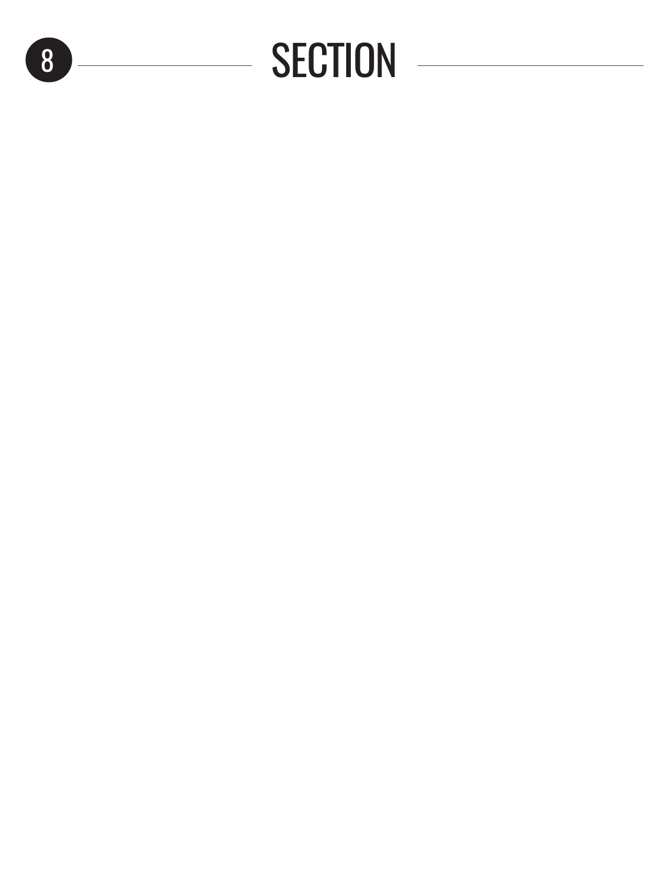# 8 SECTION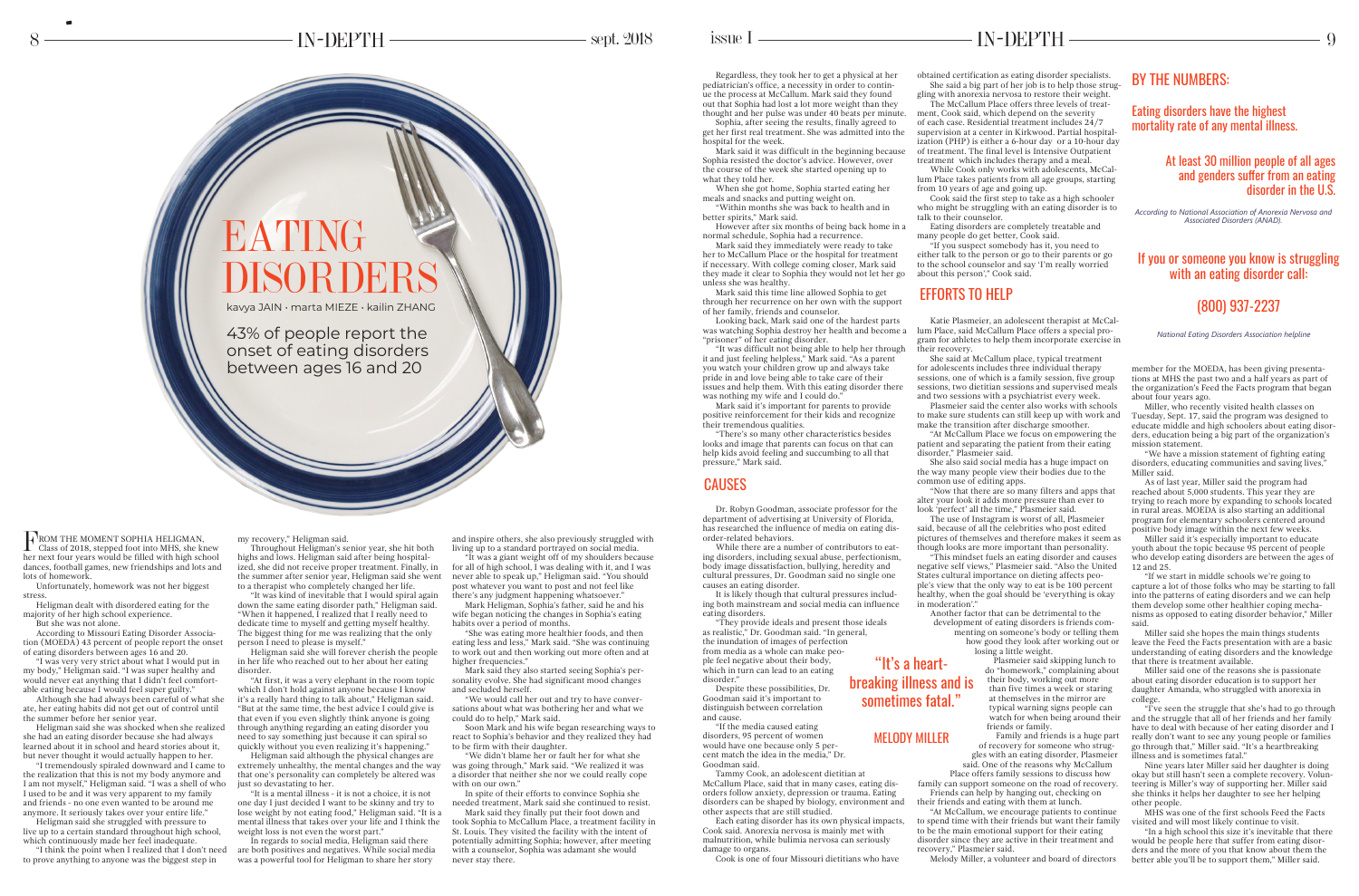# EATING DISORDERS

kavya JAIN · marta MIEZE · kailin ZHANG

43% of people report the onset of eating disorders between ages 16 and 20

From the moment Sophia Heligman, Class of 2018, stepped foot into MHS, she knew her next four years would be filled with high school dances, football games, new friendships and lots and lots of homework.

Unfortunately, homework was not her biggest stress.

Heligman dealt with disordered eating for the majority of her high school experience.

But she was not alone.

According to Missouri Eating Disorder Association (MOEDA) 43 percent of people report the onset of eating disorders between ages 16 and 20.

"I was very very strict about what I would put in my body," Heligman said. "I was super healthy and would never eat anything that I didn't feel comfortable eating because I would feel super guilty."

Although she had always been careful of what she ate, her eating habits did not get out of control until the summer before her senior year.

Heligman said she was shocked when she realized she had an eating disorder because she had always learned about it in school and heard stories about it, but never thought it would actually happen to her.

"I tremendously spiraled downward and I came to the realization that this is not my body anymore and I am not myself," Heligman said. "I was a shell of who I used to be and it was very apparent to my family and friends - no one ever wanted to be around me anymore. It seriously takes over your entire life."

Heligman said she struggled with pressure to live up to a certain standard throughout high school, which continuously made her feel inadequate.

"I think the point when I realized that I don't need to prove anything to anyone was the biggest step in my recovery," Heligman said.

Throughout Heligman's senior year, she hit both highs and lows. Heligman said after being hospitalized, she did not receive proper treatment. Finally, in the summer after senior year, Heligman said she went to a therapist who completely changed her life.

"It was kind of inevitable that I would spiral again down the same eating disorder path," Heligman said. "When it happened, I realized that I really need to dedicate time to myself and getting myself healthy. The biggest thing for me was realizing that the only person I need to please is myself."

Heligman said she will forever cherish the people in her life who reached out to her about her eating disorder.

"At first, it was a very elephant in the room topic which I don't hold against anyone because I know it's a really hard thing to talk about," Heligman said. "But at the same time, the best advice I could give is that even if you even slightly think anyone is going through anything regarding an eating disorder you need to say something just because it can spiral so quickly without you even realizing it's happening."

Heligman said although the physical changes are extremely unhealthy, the mental changes and the way that one's personality can completely be altered was just so devastating to her.

"It is a mental illness - it is not a choice, it is not one day I just decided I want to be skinny and try to lose weight by not eating food," Heligman said. "It is a mental illness that takes over your life and I think the weight loss is not even the worst part."

In regards to social media, Heligman said there are both positives and negatives. While social media was a powerful tool for Heligman to share her story and inspire others, she also previously struggled with living up to a standard portrayed on social media.

"It was a giant weight off of my shoulders because for all of high school, I was dealing with it, and I was never able to speak up," Heligman said. "You should post whatever you want to post and not feel like there's any judgment happening whatsoever."

Mark Heligman, Sophia's father, said he and his wife began noticing the changes in Sophia's eating habits over a period of months.

"She was eating more healthier foods, and then eating less and less," Mark said. "She was continuing to work out and then working out more often and at higher frequencies."

Mark said they also started seeing Sophia's personality evolve. She had significant mood changes and secluded herself.

"We would call her out and try to have conversations about what was bothering her and what we could do to help," Mark said.

Soon Mark and his wife began researching ways to react to Sophia's behavior and they realized they had to be firm with their daughter.

"We didn't blame her or fault her for what she was going through," Mark said. "We realized it was a disorder that neither she nor we could really cope with on our own."

In spite of their efforts to convince Sophia she needed treatment, Mark said she continued to resist.

Mark said they finally put their foot down and took Sophia to McCallum Place, a treatment facility in St. Louis. They visited the facility with the intent of potentially admitting Sophia; however, after meeting with a counselor, Sophia was adamant she would never stay there.

Regardless, they took her to get a physical at her pediatrician's office, a necessity in order to continue the process at McCallum. Mark said they found out that Sophia had lost a lot more weight than they thought and her pulse was under 40 beats per minute.

Sophia, after seeing the results, finally agreed to get her first real treatment. She was admitted into the hospital for the week.

Mark said it was difficult in the beginning because Sophia resisted the doctor's advice. However, over the course of the week she started opening up to what they told her.

When she got home, Sophia started eating her meals and snacks and putting weight on.

"Within months she was back to health and in better spirits," Mark said.

However after six months of being back home in a normal schedule, Sophia had a recurrence.

Mark said they immediately were ready to take her to McCallum Place or the hospital for treatment if necessary. With college coming closer, Mark said they made it clear to Sophia they would not let her go unless she was healthy.

Mark said this time line allowed Sophia to get through her recurrence on her own with the support of her family, friends and counselor.

Looking back, Mark said one of the hardest parts was watching Sophia destroy her health and become a "prisoner" of her eating disorder.

"It was difficult not being able to help her through it and just feeling helpless," Mark said. "As a parent you watch your children grow up and always take pride in and love being able to take care of their issues and help them. With this eating disorder there was nothing my wife and I could do."

Mark said it's important for parents to provide positive reinforcement for their kids and recognize their tremendous qualities.

"There's so many other characteristics besides looks and image that parents can focus on that can help kids avoid feeling and succumbing to all that pressure," Mark said.

## CAUSES

Dr. Robyn Goodman, associate professor for the department of advertising at University of Florida, has researched the influence of media on eating disorder-related behaviors.

While there are a number of contributors to eating disorders, including sexual abuse, perfectionism, body image dissatisfaction, bullying, heredity and cultural pressures, Dr. Goodman said no single one causes an eating disorder.

It is likely though that cultural pressures including both mainstream and social media can influence eating disorders.

"They provide ideals and present those ideals as realistic," Dr. Goodman said. "In general, the inundation of images of perfection from media as a whole can make people feel negative about their body, which in turn can lead to an eating disorder."

Despite these possibilities, Dr. Goodman said it's important to distinguish between correlation and cause.

"If the media caused eating disorders, 95 percent of women would have one because only 5 percent match the idea in the media," Dr. Goodman said.

Tammy Cook, an adolescent dietitian at McCallum Place, said that in many cases, eating disorders follow anxiety, depression or trauma. Eating disorders can be shaped by biology, environment and other aspects that are still studied.

Each eating disorder has its own physical impacts, Cook said. Anorexia nervosa is mainly met with malnutrition, while bulimia nervosa can seriously damage to organs.

Cook is one of four Missouri dietitians who have obtained certification as eating disorder specialists.

She said a big part of her job is to help those struggling with anorexia nervosa to restore their weight.

The McCallum Place offers three levels of treatment, Cook said, which depend on the severity of each case. Residential treatment includes 24/7 supervision at a center in Kirkwood. Partial hospitalization (PHP) is either a 6-hour day or a 10-hour day of treatment. The final level is Intensive Outpatient treatment which includes therapy and a meal.

While Cook only works with adolescents, McCallum Place takes patients from all age groups, starting from 10 years of age and going up.

Cook said the first step to take as a high schooler who might be struggling with an eating disorder is to talk to their counselor.

Eating disorders are completely treatable and many people do get better, Cook said.

"If you suspect somebody has it, you need to either talk to the person or go to their parents or go to the school counselor and say 'I'm really worried about this person'," Cook said.

## EFFORTS TO HELP

Katie Plasmeier, an adolescent therapist at McCallum Place, said McCallum Place offers a special program for athletes to help them incorporate exercise in their recovery.

She said at McCallum place, typical treatment for adolescents includes three individual therapy sessions, one of which is a family session, five group sessions, two dietitian sessions and supervised meals and two sessions with a psychiatrist every week.

Plasmeier said the center also works with schools to make sure students can still keep up with work and make the transition after discharge smoother.

"At McCallum Place we focus on empowering the patient and separating the patient from their eating disorder," Plasmeier said.

She also said social media has a huge impact on the way many people view their bodies due to the common use of editing apps.

"Now that there are so many filters and apps that alter your look it adds more pressure than ever to look 'perfect' all the time," Plasmeier said.

The use of Instagram is worst of all, Plasmeier said, because of all the celebrities who post edited pictures of themselves and therefore makes it seem as though looks are more important than personality.

"This mindset fuels an eating disorder and causes negative self views," Plasmeier said. "Also the United States cultural importance on dieting affects people's view that the only way to eat is to be 100 percent healthy, when the goal should be 'everything is okay in moderation'."

Another factor that can be detrimental to the development of eating disorders is friends commenting on someone's body or telling them how good they look after working out or losing a little weight.

> "It's a heartbreaking illness and is sometimes fatal."
>
> MELODY MILLER

Plasmeier said skipping lunch to do "homework," complaining about their body, working out more than five times a week or staring at themselves in the mirror are typical warning signs people can watch for when being around their friends or family.

Family and friends is a huge part of recovery for someone who struggles with an eating disorder, Plasmeier said. One of the reasons why McCallum Place offers family sessions to discuss how family can support someone on the road of recovery.

Friends can help by hanging out, checking on their friends and eating with them at lunch.

"At McCallum, we encourage patients to continue to spend time with their friends but want their family to be the main emotional support for their eating disorder since they are active in their treatment and recovery," Plasmeier said.

Melody Miller, a volunteer and board of directors member for the MOEDA, has been giving presentations at MHS the past two and a half years as part of the organization's Feed the Facts program that began about four years ago.

Miller, who recently visited health classes on Tuesday, Sept. 17, said the program was designed to educate middle and high schoolers about eating disorders, education being a big part of the organization's mission statement.

"We have a mission statement of fighting eating disorders, educating communities and saving lives," Miller said.

As of last year, Miller said the program had reached about 5,000 students. This year they are trying to reach more by expanding to schools located in rural areas. MOEDA is also starting an additional program for elementary schoolers centered around positive body image within the next few weeks.

Miller said it's especially important to educate youth about the topic because 95 percent of people who develop eating disorders are between the ages of 12 and 25.

"If we start in middle schools we're going to capture a lot of those folks who may be starting to fall into the patterns of eating disorders and we can help them develop some other healthier coping mechanisms as opposed to eating disorder behavior," Miller said.

Miller said she hopes the main things students leave the Feed the Facts presentation with are a basic understanding of eating disorders and the knowledge that there is treatment available.

Miller said one of the reasons she is passionate about eating disorder education is to support her daughter Amanda, who struggled with anorexia in college.

"I've seen the struggle that she's had to go through and the struggle that all of her friends and her family have to deal with because of her eating disorder and I really don't want to see any young people or families go through that," Miller said. "It's a heartbreaking illness and is sometimes fatal."

Nine years later Miller said her daughter is doing okay but still hasn't seen a complete recovery. Volunteering is Miller's way of supporting her. Miller said she thinks it helps her daughter to see her helping other people.

MHS was one of the first schools Feed the Facts visited and will most likely continue to visit.

"In a high school this size it's inevitable that there would be people here that suffer from eating disorders and the more of you that know about them the better able you'll be to support them," Miller said.

## BY THE NUMBERS:

### Eating disorders have the highest mortality rate of any mental illness.

### At least 30 million people of all ages and genders suffer from an eating disorder in the U.S.

*According to National Association of Anorexia Nervosa and Associated Disorders (ANAD).*

### If you or someone you know is struggling with an eating disorder call:

### (800) 937-2237

*National Eating Disorders Association helpline*